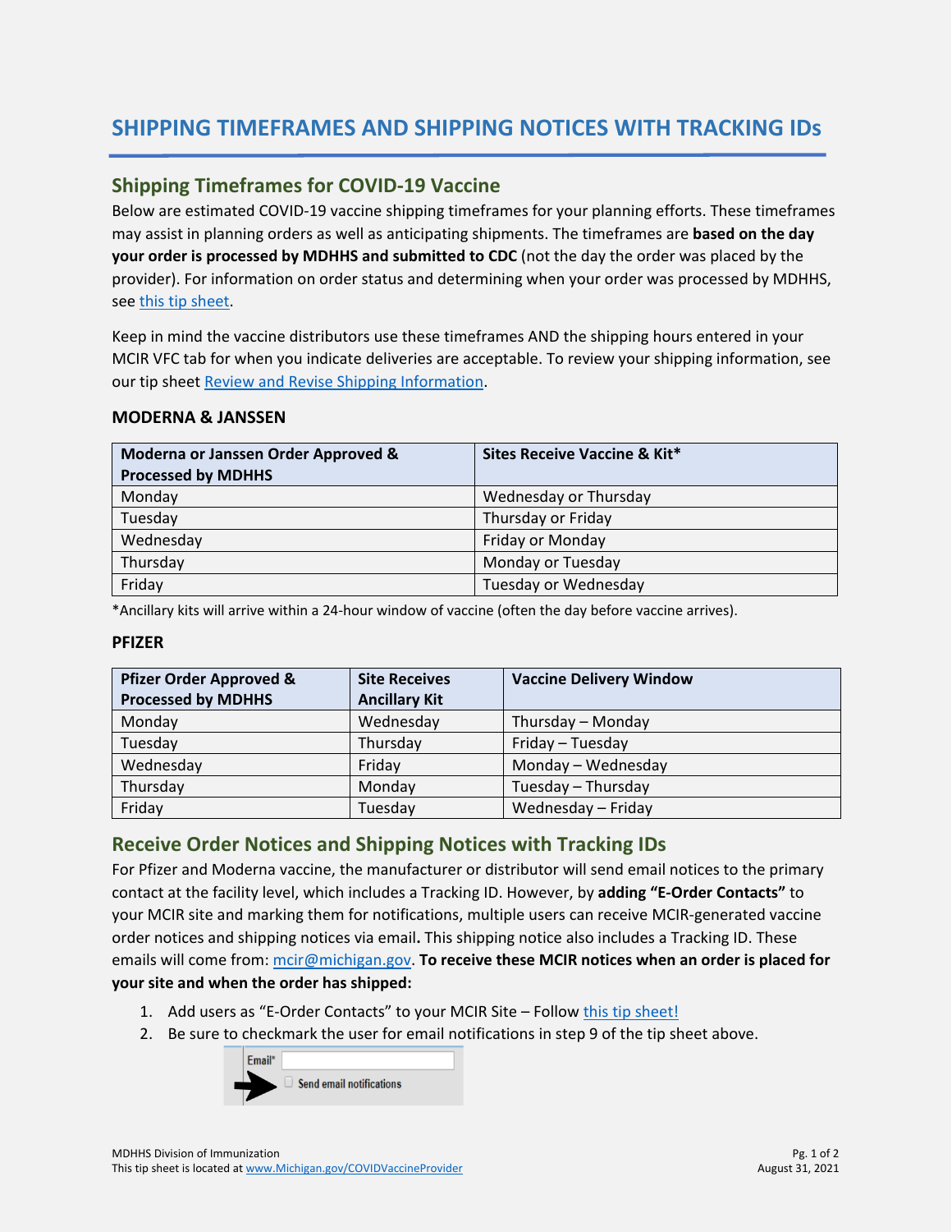# SHIPPING TIMEFRAMES AND SHIPPING NOTICES WITH TRACKING IDs

## Shipping Timeframes for COVID-19 Vaccine

Below are estimated COVID-19 vaccine shipping timeframes for your planning efforts. These timeframes may assist in planning orders as well as anticipating shipments. The timeframes are **based on the day your order is processed by MDHHS and submitted to CDC** (not the day the order was placed by the provider). For information on order status and determining when your order was processed by MDHHS, see this tip sheet.

Keep in mind the vaccine distributors use these timeframes AND the shipping hours entered in your MCIR VFC tab for when you indicate deliveries are acceptable. To review your shipping information, see our tip sheet Review and Revise Shipping Information.

### MODERNA & JANSSEN

| Moderna or Janssen Order Approved & Processed by MDHHS | Sites Receive Vaccine & Kit* |
|---|---|
| Monday | Wednesday or Thursday |
| Tuesday | Thursday or Friday |
| Wednesday | Friday or Monday |
| Thursday | Monday or Tuesday |
| Friday | Tuesday or Wednesday |

*Ancillary kits will arrive within a 24-hour window of vaccine (often the day before vaccine arrives).

### PFIZER

| Pfizer Order Approved & Processed by MDHHS | Site Receives Ancillary Kit | Vaccine Delivery Window |
|---|---|---|
| Monday | Wednesday | Thursday – Monday |
| Tuesday | Thursday | Friday – Tuesday |
| Wednesday | Friday | Monday – Wednesday |
| Thursday | Monday | Tuesday – Thursday |
| Friday | Tuesday | Wednesday – Friday |

## Receive Order Notices and Shipping Notices with Tracking IDs

For Pfizer and Moderna vaccine, the manufacturer or distributor will send email notices to the primary contact at the facility level, which includes a Tracking ID. However, by **adding "E-Order Contacts"** to your MCIR site and marking them for notifications, multiple users can receive MCIR-generated vaccine order notices and shipping notices via email**.** This shipping notice also includes a Tracking ID. These emails will come from: mcir@michigan.gov. **To receive these MCIR notices when an order is placed for your site and when the order has shipped:**

1. Add users as "E-Order Contacts" to your MCIR Site – Follow this tip sheet!
2. Be sure to checkmark the user for email notifications in step 9 of the tip sheet above.

Email*

Send email notifications

MDHHS Division of Immunization
This tip sheet is located at www.Michigan.gov/COVIDVaccineProvider

August 31, 2021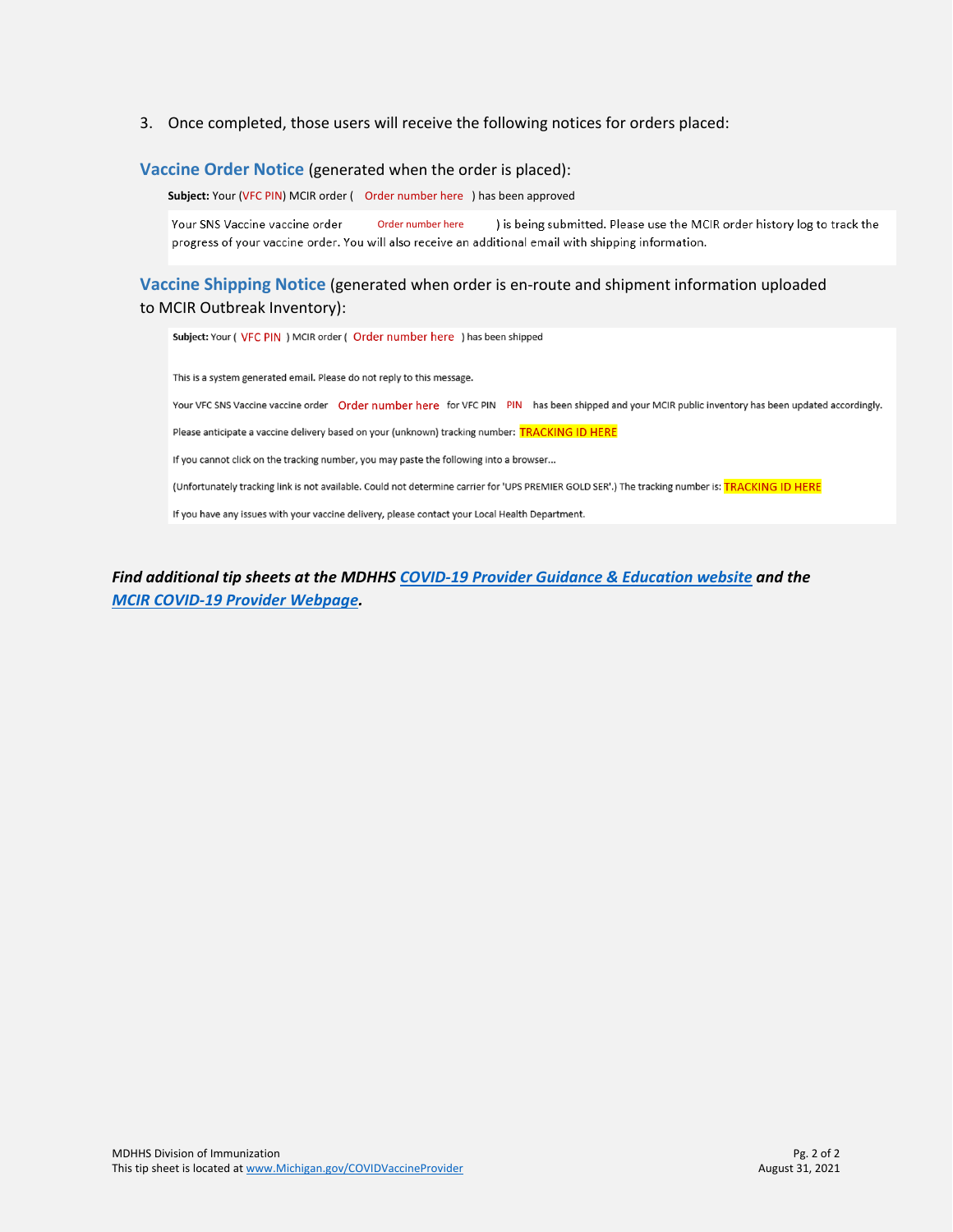3. Once completed, those users will receive the following notices for orders placed:

### Vaccine Order Notice (generated when the order is placed):

**Subject:** Your (VFC PIN) MCIR order ( Order number here ) has been approved

Your SNS Vaccine vaccine order Order number here ) is being submitted. Please use the MCIR order history log to track the progress of your vaccine order. You will also receive an additional email with shipping information.

### Vaccine Shipping Notice (generated when order is en-route and shipment information uploaded to MCIR Outbreak Inventory):

**Subject:** Your ( VFC PIN ) MCIR order ( Order number here ) has been shipped

This is a system generated email. Please do not reply to this message.

Your VFC SNS Vaccine vaccine order Order number here for VFC PIN PIN has been shipped and your MCIR public inventory has been updated accordingly.

Please anticipate a vaccine delivery based on your (unknown) tracking number: TRACKING ID HERE

If you cannot click on the tracking number, you may paste the following into a browser...

(Unfortunately tracking link is not available. Could not determine carrier for 'UPS PREMIER GOLD SER'.) The tracking number is: TRACKING ID HERE

If you have any issues with your vaccine delivery, please contact your Local Health Department.

***Find additional tip sheets at the MDHHS COVID-19 Provider Guidance & Education website and the MCIR COVID-19 Provider Webpage.***

MDHHS Division of Immunization
This tip sheet is located at www.Michigan.gov/COVIDVaccineProvider

August 31, 2021